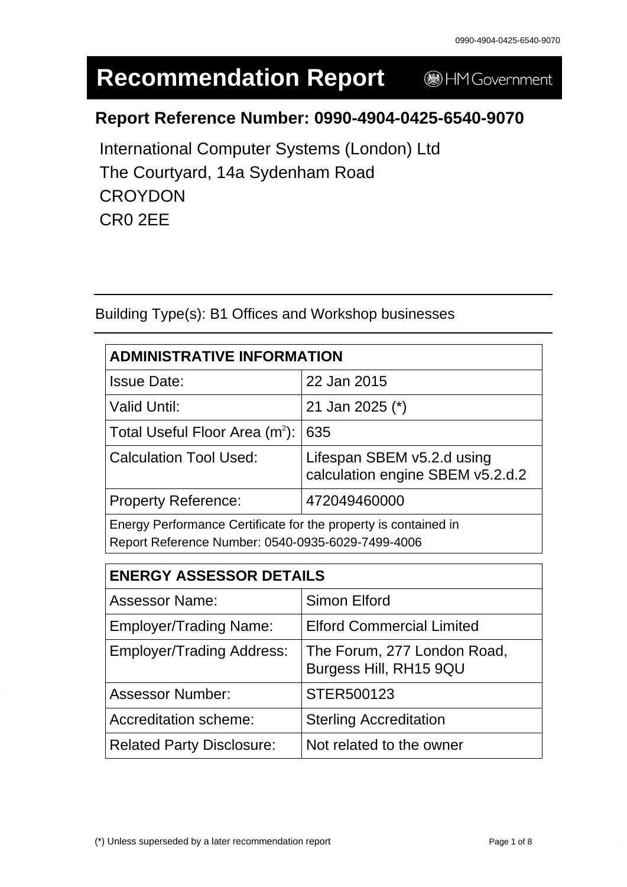# Recommendation Report

HM Government

## Report Reference Number: 0990-4904-0425-6540-9070

International Computer Systems (London) Ltd
The Courtyard, 14a Sydenham Road
CROYDON
CR0 2EE

Building Type(s): B1 Offices and Workshop businesses

| ADMINISTRATIVE INFORMATION | |
|---|---|
| Issue Date: | 22 Jan 2015 |
| Valid Until: | 21 Jan 2025 (*) |
| Total Useful Floor Area ($m^2$): | 635 |
| Calculation Tool Used: | Lifespan SBEM v5.2.d using calculation engine SBEM v5.2.d.2 |
| Property Reference: | 472049460000 |
| Energy Performance Certificate for the property is contained in Report Reference Number: 0540-0935-6029-7499-4006 | |

| ENERGY ASSESSOR DETAILS | |
|---|---|
| Assessor Name: | Simon Elford |
| Employer/Trading Name: | Elford Commercial Limited |
| Employer/Trading Address: | The Forum, 277 London Road, Burgess Hill, RH15 9QU |
| Assessor Number: | STER500123 |
| Accreditation scheme: | Sterling Accreditation |
| Related Party Disclosure: | Not related to the owner |

(*) Unless superseded by a later recommendation report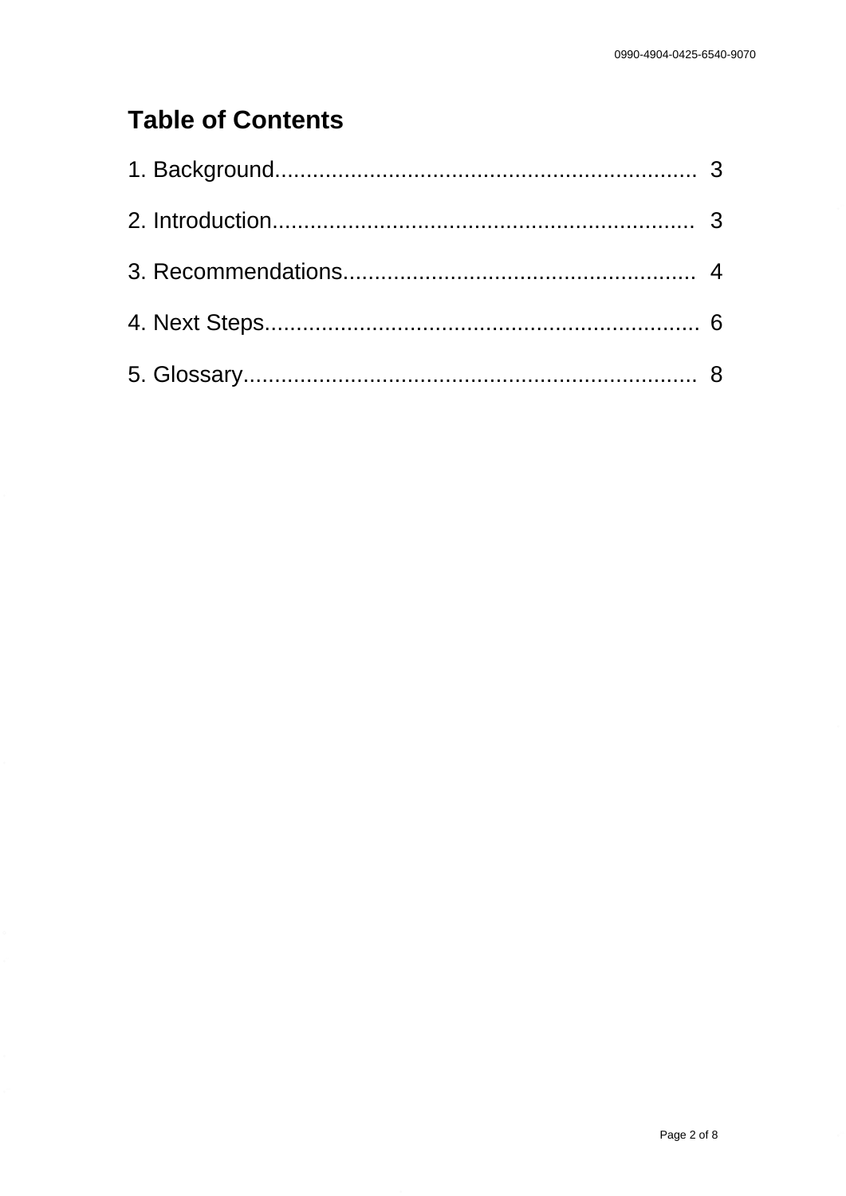# Table of Contents

1. Background................................................................. 3

2. Introduction................................................................. 3

3. Recommendations....................................................... 4

4. Next Steps.................................................................... 6

5. Glossary....................................................................... 8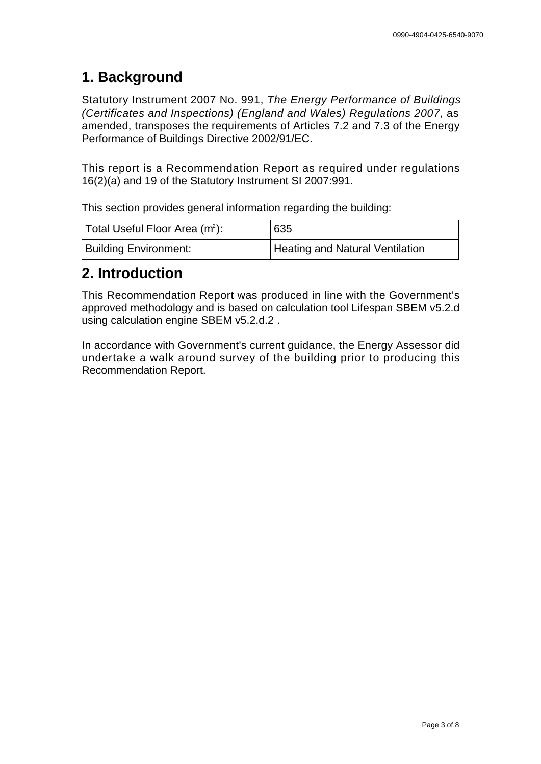## 1. Background

Statutory Instrument 2007 No. 991, *The Energy Performance of Buildings (Certificates and Inspections) (England and Wales) Regulations 2007*, as amended, transposes the requirements of Articles 7.2 and 7.3 of the Energy Performance of Buildings Directive 2002/91/EC.

This report is a Recommendation Report as required under regulations 16(2)(a) and 19 of the Statutory Instrument SI 2007:991.

This section provides general information regarding the building:

| Total Useful Floor Area ($m^2$): | 635 |
|---|---|
| Building Environment: | Heating and Natural Ventilation |

## 2. Introduction

This Recommendation Report was produced in line with the Government's approved methodology and is based on calculation tool Lifespan SBEM v5.2.d using calculation engine SBEM v5.2.d.2 .

In accordance with Government's current guidance, the Energy Assessor did undertake a walk around survey of the building prior to producing this Recommendation Report.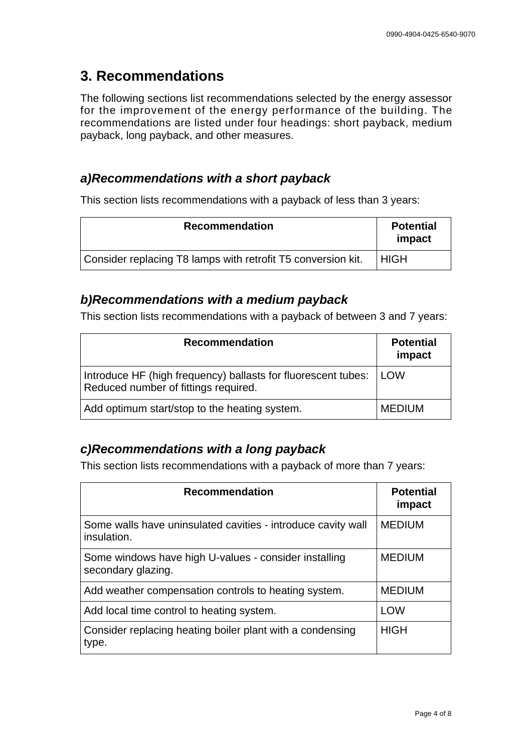## 3. Recommendations

The following sections list recommendations selected by the energy assessor for the improvement of the energy performance of the building. The recommendations are listed under four headings: short payback, medium payback, long payback, and other measures.

### *a)Recommendations with a short payback*

This section lists recommendations with a payback of less than 3 years:

| Recommendation | Potential impact |
|---|---|
| Consider replacing T8 lamps with retrofit T5 conversion kit. | HIGH |

### *b)Recommendations with a medium payback*

This section lists recommendations with a payback of between 3 and 7 years:

| Recommendation | Potential impact |
|---|---|
| Introduce HF (high frequency) ballasts for fluorescent tubes: Reduced number of fittings required. | LOW |
| Add optimum start/stop to the heating system. | MEDIUM |

### *c)Recommendations with a long payback*

This section lists recommendations with a payback of more than 7 years:

| Recommendation | Potential impact |
|---|---|
| Some walls have uninsulated cavities - introduce cavity wall insulation. | MEDIUM |
| Some windows have high U-values - consider installing secondary glazing. | MEDIUM |
| Add weather compensation controls to heating system. | MEDIUM |
| Add local time control to heating system. | LOW |
| Consider replacing heating boiler plant with a condensing type. | HIGH |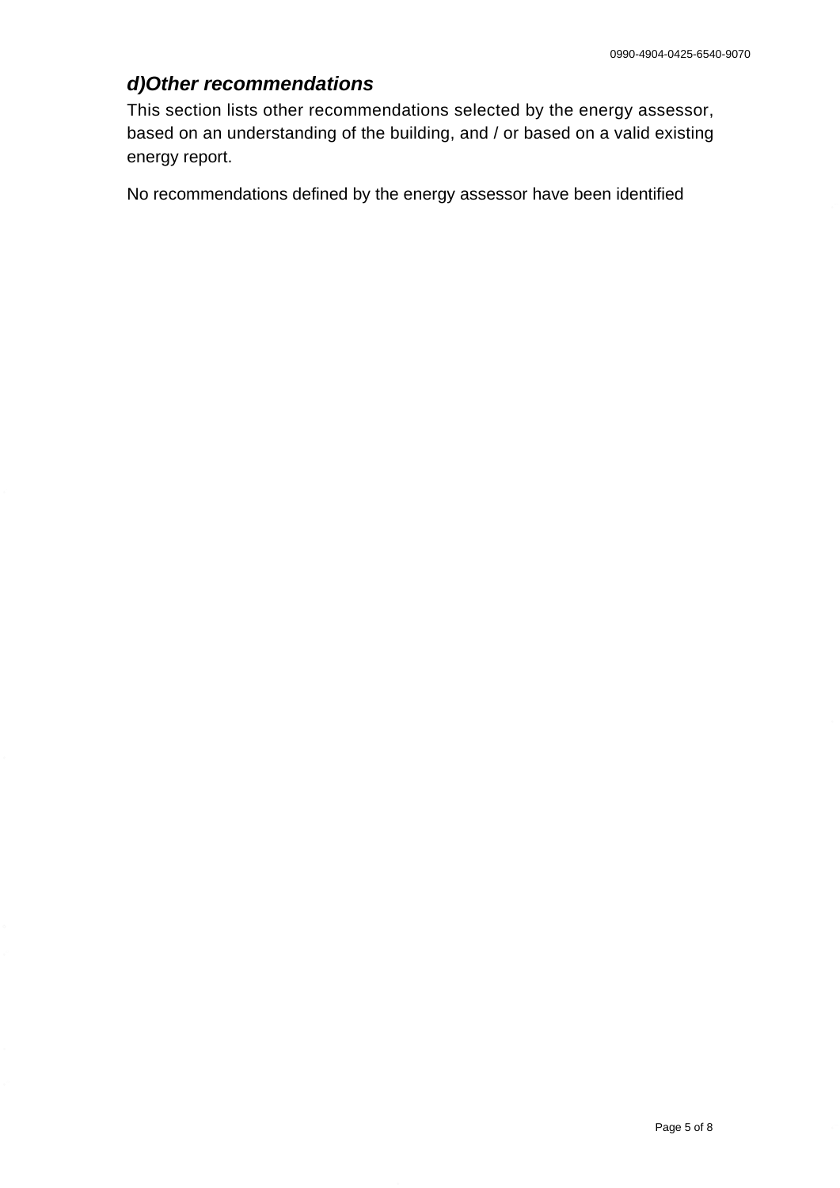### *d)Other recommendations*

This section lists other recommendations selected by the energy assessor, based on an understanding of the building, and / or based on a valid existing energy report.

No recommendations defined by the energy assessor have been identified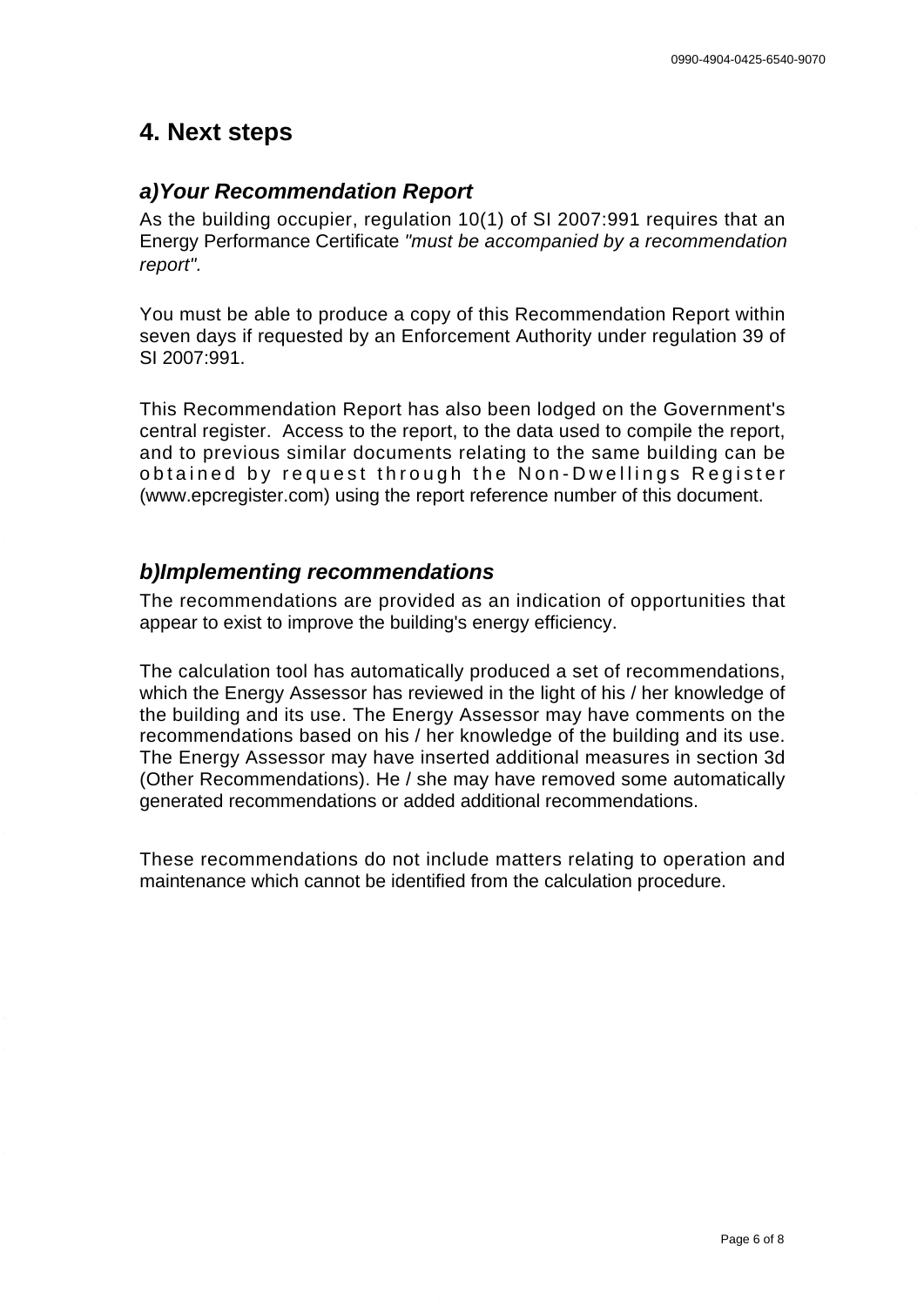## 4. Next steps

### *a)Your Recommendation Report*

As the building occupier, regulation 10(1) of SI 2007:991 requires that an Energy Performance Certificate *"must be accompanied by a recommendation report".*

You must be able to produce a copy of this Recommendation Report within seven days if requested by an Enforcement Authority under regulation 39 of SI 2007:991.

This Recommendation Report has also been lodged on the Government's central register. Access to the report, to the data used to compile the report, and to previous similar documents relating to the same building can be obtained by request through the Non-Dwellings Register (www.epcregister.com) using the report reference number of this document.

### *b)Implementing recommendations*

The recommendations are provided as an indication of opportunities that appear to exist to improve the building's energy efficiency.

The calculation tool has automatically produced a set of recommendations, which the Energy Assessor has reviewed in the light of his / her knowledge of the building and its use. The Energy Assessor may have comments on the recommendations based on his / her knowledge of the building and its use. The Energy Assessor may have inserted additional measures in section 3d (Other Recommendations). He / she may have removed some automatically generated recommendations or added additional recommendations.

These recommendations do not include matters relating to operation and maintenance which cannot be identified from the calculation procedure.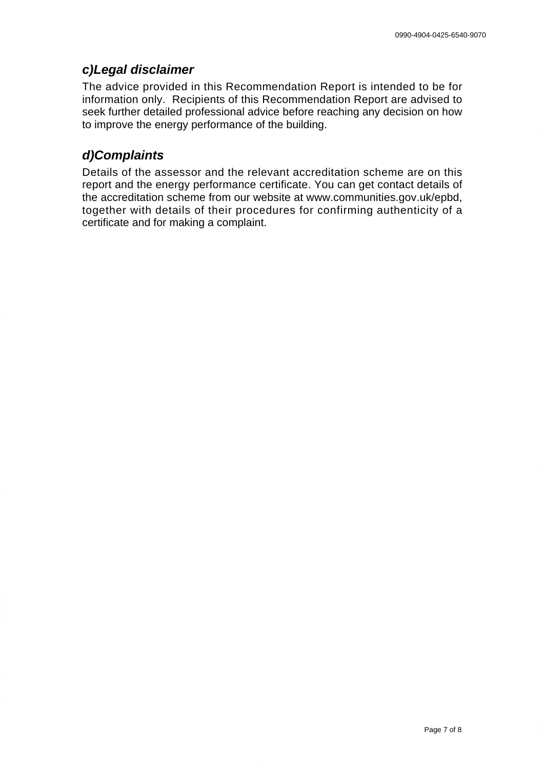### *c)Legal disclaimer*

The advice provided in this Recommendation Report is intended to be for information only. Recipients of this Recommendation Report are advised to seek further detailed professional advice before reaching any decision on how to improve the energy performance of the building.

### *d)Complaints*

Details of the assessor and the relevant accreditation scheme are on this report and the energy performance certificate. You can get contact details of the accreditation scheme from our website at www.communities.gov.uk/epbd, together with details of their procedures for confirming authenticity of a certificate and for making a complaint.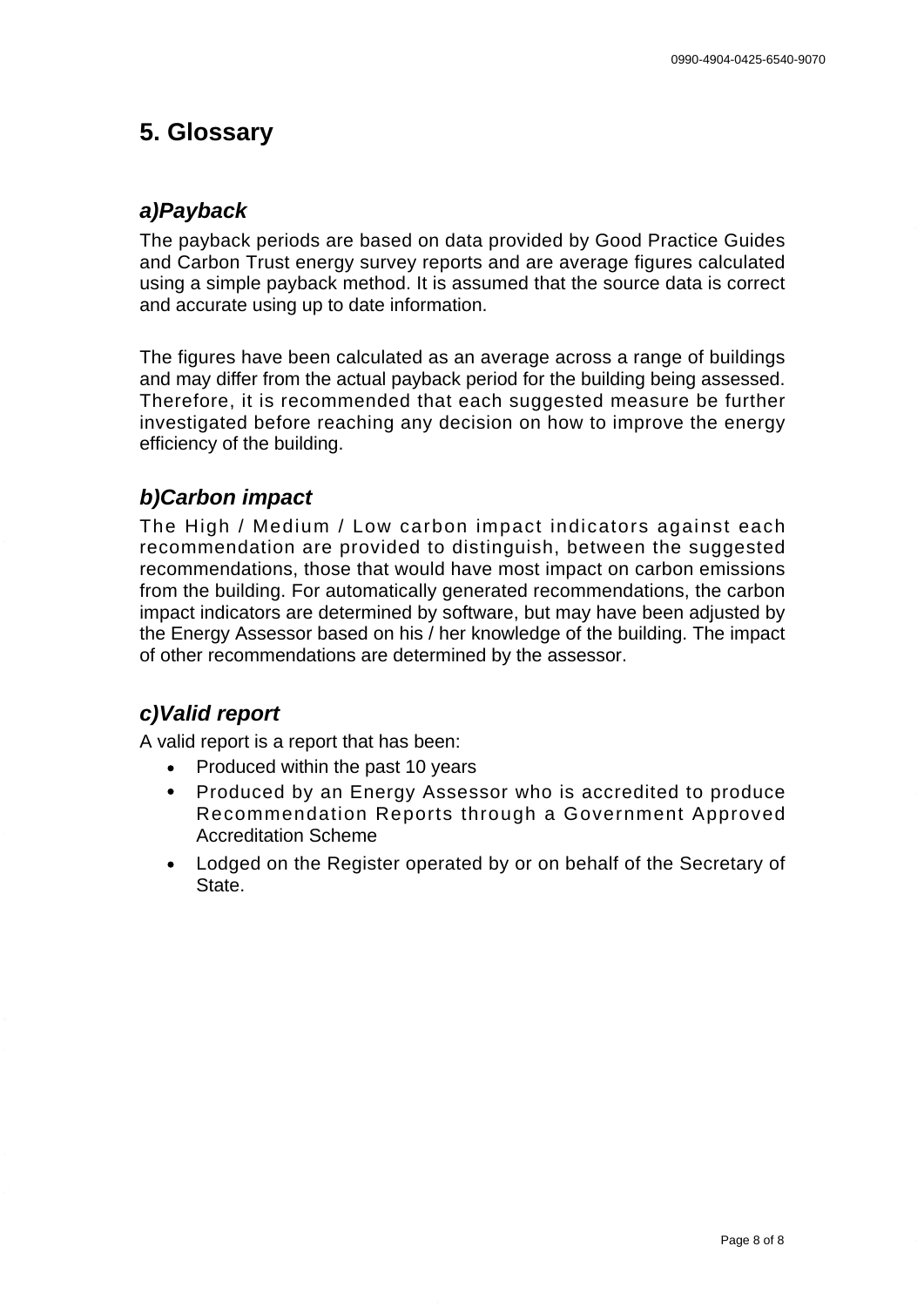# 5. Glossary

### *a)Payback*

The payback periods are based on data provided by Good Practice Guides and Carbon Trust energy survey reports and are average figures calculated using a simple payback method. It is assumed that the source data is correct and accurate using up to date information.

The figures have been calculated as an average across a range of buildings and may differ from the actual payback period for the building being assessed. Therefore, it is recommended that each suggested measure be further investigated before reaching any decision on how to improve the energy efficiency of the building.

### *b)Carbon impact*

The High / Medium / Low carbon impact indicators against each recommendation are provided to distinguish, between the suggested recommendations, those that would have most impact on carbon emissions from the building. For automatically generated recommendations, the carbon impact indicators are determined by software, but may have been adjusted by the Energy Assessor based on his / her knowledge of the building. The impact of other recommendations are determined by the assessor.

### *c)Valid report*

A valid report is a report that has been:

- Produced within the past 10 years
- Produced by an Energy Assessor who is accredited to produce Recommendation Reports through a Government Approved Accreditation Scheme
- Lodged on the Register operated by or on behalf of the Secretary of State.